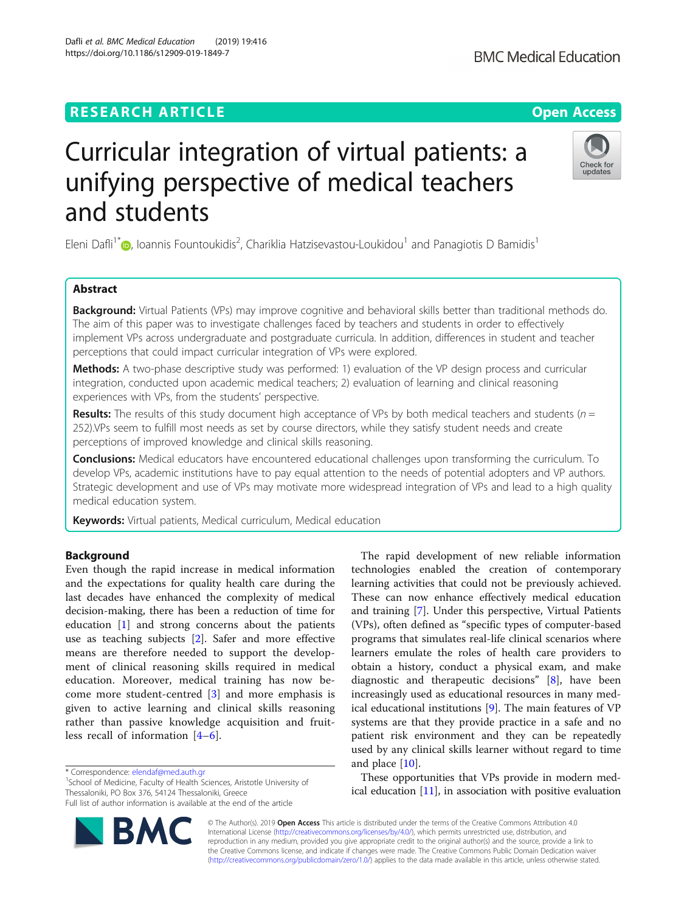RESEARCH ARTICLE

Open Access

# Curricular integration of virtual patients: a unifying perspective of medical teachers and students

Eleni Dafli[1*], Ioannis Fountoukidis[2], Chariklia Hatzisevastou-Loukidou[1] and Panagiotis D Bamidis[1]

## Abstract

**Background:** Virtual Patients (VPs) may improve cognitive and behavioral skills better than traditional methods do. The aim of this paper was to investigate challenges faced by teachers and students in order to effectively implement VPs across undergraduate and postgraduate curricula. In addition, differences in student and teacher perceptions that could impact curricular integration of VPs were explored.

**Methods:** A two-phase descriptive study was performed: 1) evaluation of the VP design process and curricular integration, conducted upon academic medical teachers; 2) evaluation of learning and clinical reasoning experiences with VPs, from the students' perspective.

**Results:** The results of this study document high acceptance of VPs by both medical teachers and students ($n = 252$).VPs seem to fulfill most needs as set by course directors, while they satisfy student needs and create perceptions of improved knowledge and clinical skills reasoning.

**Conclusions:** Medical educators have encountered educational challenges upon transforming the curriculum. To develop VPs, academic institutions have to pay equal attention to the needs of potential adopters and VP authors. Strategic development and use of VPs may motivate more widespread integration of VPs and lead to a high quality medical education system.

**Keywords:** Virtual patients, Medical curriculum, Medical education

## Background

Even though the rapid increase in medical information and the expectations for quality health care during the last decades have enhanced the complexity of medical decision-making, there has been a reduction of time for education [1] and strong concerns about the patients use as teaching subjects [2]. Safer and more effective means are therefore needed to support the development of clinical reasoning skills required in medical education. Moreover, medical training has now become more student-centred [3] and more emphasis is given to active learning and clinical skills reasoning rather than passive knowledge acquisition and fruitless recall of information [4–6].

The rapid development of new reliable information technologies enabled the creation of contemporary learning activities that could not be previously achieved. These can now enhance effectively medical education and training [7]. Under this perspective, Virtual Patients (VPs), often defined as "specific types of computer-based programs that simulates real-life clinical scenarios where learners emulate the roles of health care providers to obtain a history, conduct a physical exam, and make diagnostic and therapeutic decisions" [8], have been increasingly used as educational resources in many medical educational institutions [9]. The main features of VP systems are that they provide practice in a safe and no patient risk environment and they can be repeatedly used by any clinical skills learner without regard to time and place [10].

These opportunities that VPs provide in modern medical education [11], in association with positive evaluation

\* Correspondence: elendaf@med.auth.gr
[1]School of Medicine, Faculty of Health Sciences, Aristotle University of Thessaloniki, PO Box 376, 54124 Thessaloniki, Greece
Full list of author information is available at the end of the article

© The Author(s). 2019 **Open Access** This article is distributed under the terms of the Creative Commons Attribution 4.0 International License (http://creativecommons.org/licenses/by/4.0/), which permits unrestricted use, distribution, and reproduction in any medium, provided you give appropriate credit to the original author(s) and the source, provide a link to the Creative Commons license, and indicate if changes were made. The Creative Commons Public Domain Dedication waiver (http://creativecommons.org/publicdomain/zero/1.0/) applies to the data made available in this article, unless otherwise stated.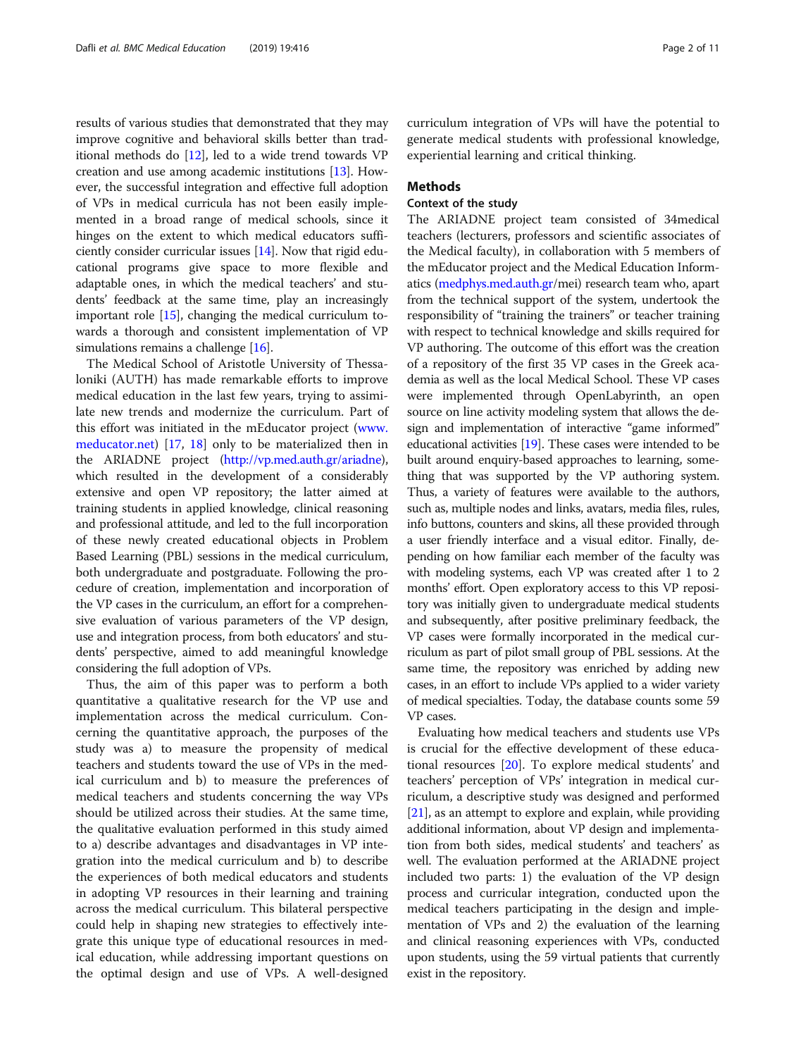results of various studies that demonstrated that they may improve cognitive and behavioral skills better than traditional methods do [12], led to a wide trend towards VP creation and use among academic institutions [13]. However, the successful integration and effective full adoption of VPs in medical curricula has not been easily implemented in a broad range of medical schools, since it hinges on the extent to which medical educators sufficiently consider curricular issues [14]. Now that rigid educational programs give space to more flexible and adaptable ones, in which the medical teachers' and students' feedback at the same time, play an increasingly important role [15], changing the medical curriculum towards a thorough and consistent implementation of VP simulations remains a challenge [16].

The Medical School of Aristotle University of Thessaloniki (AUTH) has made remarkable efforts to improve medical education in the last few years, trying to assimilate new trends and modernize the curriculum. Part of this effort was initiated in the mEducator project (www.meducator.net) [17, 18] only to be materialized then in the ARIADNE project (http://vp.med.auth.gr/ariadne), which resulted in the development of a considerably extensive and open VP repository; the latter aimed at training students in applied knowledge, clinical reasoning and professional attitude, and led to the full incorporation of these newly created educational objects in Problem Based Learning (PBL) sessions in the medical curriculum, both undergraduate and postgraduate. Following the procedure of creation, implementation and incorporation of the VP cases in the curriculum, an effort for a comprehensive evaluation of various parameters of the VP design, use and integration process, from both educators' and students' perspective, aimed to add meaningful knowledge considering the full adoption of VPs.

Thus, the aim of this paper was to perform a both quantitative a qualitative research for the VP use and implementation across the medical curriculum. Concerning the quantitative approach, the purposes of the study was a) to measure the propensity of medical teachers and students toward the use of VPs in the medical curriculum and b) to measure the preferences of medical teachers and students concerning the way VPs should be utilized across their studies. At the same time, the qualitative evaluation performed in this study aimed to a) describe advantages and disadvantages in VP integration into the medical curriculum and b) to describe the experiences of both medical educators and students in adopting VP resources in their learning and training across the medical curriculum. This bilateral perspective could help in shaping new strategies to effectively integrate this unique type of educational resources in medical education, while addressing important questions on the optimal design and use of VPs. A well-designed curriculum integration of VPs will have the potential to generate medical students with professional knowledge, experiential learning and critical thinking.

## Methods

### Context of the study

The ARIADNE project team consisted of 34medical teachers (lecturers, professors and scientific associates of the Medical faculty), in collaboration with 5 members of the mEducator project and the Medical Education Informatics (medphys.med.auth.gr/mei) research team who, apart from the technical support of the system, undertook the responsibility of "training the trainers" or teacher training with respect to technical knowledge and skills required for VP authoring. The outcome of this effort was the creation of a repository of the first 35 VP cases in the Greek academia as well as the local Medical School. These VP cases were implemented through OpenLabyrinth, an open source on line activity modeling system that allows the design and implementation of interactive "game informed" educational activities [19]. These cases were intended to be built around enquiry-based approaches to learning, something that was supported by the VP authoring system. Thus, a variety of features were available to the authors, such as, multiple nodes and links, avatars, media files, rules, info buttons, counters and skins, all these provided through a user friendly interface and a visual editor. Finally, depending on how familiar each member of the faculty was with modeling systems, each VP was created after 1 to 2 months' effort. Open exploratory access to this VP repository was initially given to undergraduate medical students and subsequently, after positive preliminary feedback, the VP cases were formally incorporated in the medical curriculum as part of pilot small group of PBL sessions. At the same time, the repository was enriched by adding new cases, in an effort to include VPs applied to a wider variety of medical specialties. Today, the database counts some 59 VP cases.

Evaluating how medical teachers and students use VPs is crucial for the effective development of these educational resources [20]. To explore medical students' and teachers' perception of VPs' integration in medical curriculum, a descriptive study was designed and performed [21], as an attempt to explore and explain, while providing additional information, about VP design and implementation from both sides, medical students' and teachers' as well. The evaluation performed at the ARIADNE project included two parts: 1) the evaluation of the VP design process and curricular integration, conducted upon the medical teachers participating in the design and implementation of VPs and 2) the evaluation of the learning and clinical reasoning experiences with VPs, conducted upon students, using the 59 virtual patients that currently exist in the repository.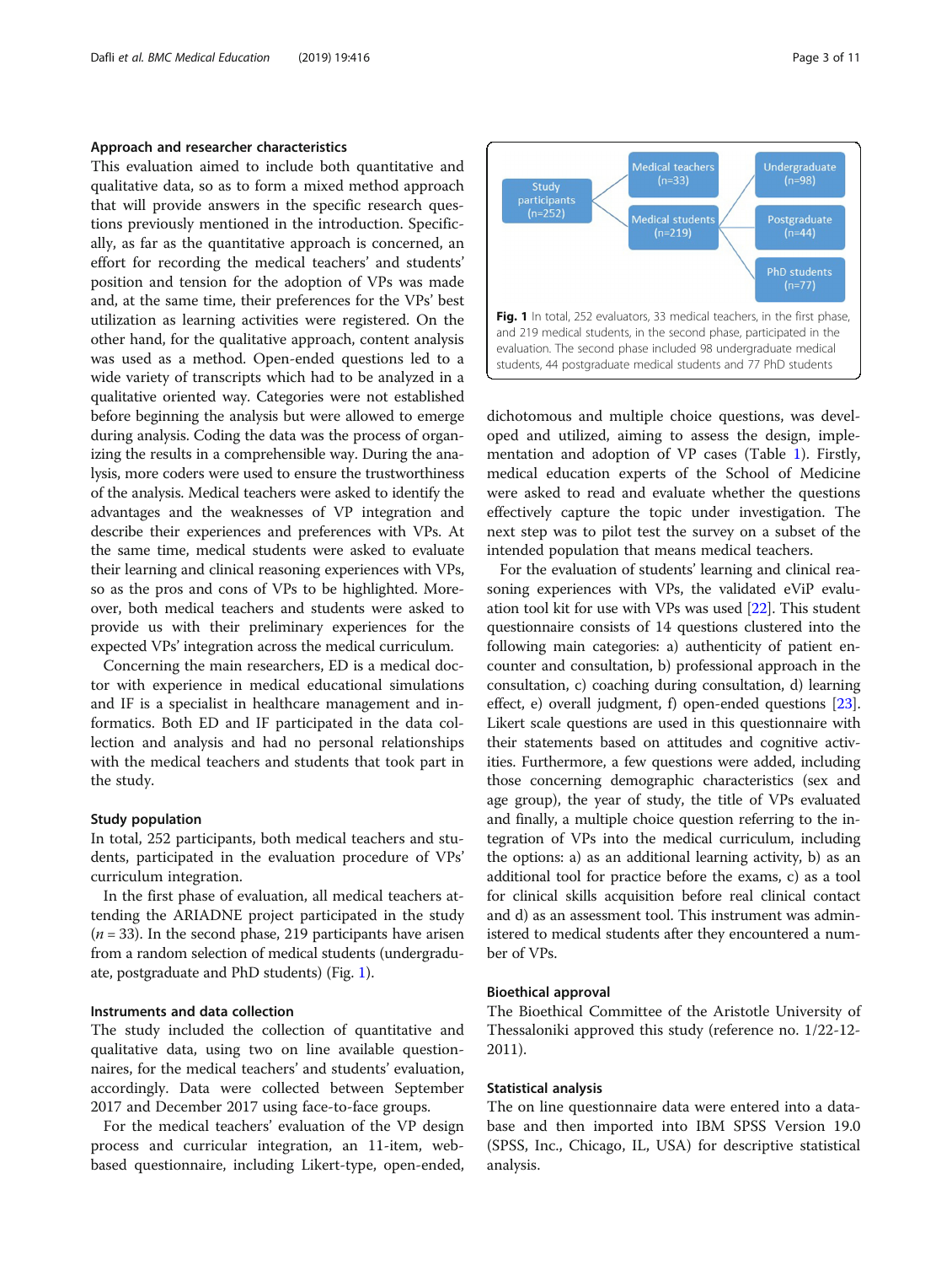### Approach and researcher characteristics

This evaluation aimed to include both quantitative and qualitative data, so as to form a mixed method approach that will provide answers in the specific research questions previously mentioned in the introduction. Specifically, as far as the quantitative approach is concerned, an effort for recording the medical teachers' and students' position and tension for the adoption of VPs was made and, at the same time, their preferences for the VPs' best utilization as learning activities were registered. On the other hand, for the qualitative approach, content analysis was used as a method. Open-ended questions led to a wide variety of transcripts which had to be analyzed in a qualitative oriented way. Categories were not established before beginning the analysis but were allowed to emerge during analysis. Coding the data was the process of organizing the results in a comprehensible way. During the analysis, more coders were used to ensure the trustworthiness of the analysis. Medical teachers were asked to identify the advantages and the weaknesses of VP integration and describe their experiences and preferences with VPs. At the same time, medical students were asked to evaluate their learning and clinical reasoning experiences with VPs, so as the pros and cons of VPs to be highlighted. Moreover, both medical teachers and students were asked to provide us with their preliminary experiences for the expected VPs' integration across the medical curriculum.

Concerning the main researchers, ED is a medical doctor with experience in medical educational simulations and IF is a specialist in healthcare management and informatics. Both ED and IF participated in the data collection and analysis and had no personal relationships with the medical teachers and students that took part in the study.

### Study population

In total, 252 participants, both medical teachers and students, participated in the evaluation procedure of VPs' curriculum integration.

In the first phase of evaluation, all medical teachers attending the ARIADNE project participated in the study ($n = 33$). In the second phase, 219 participants have arisen from a random selection of medical students (undergraduate, postgraduate and PhD students) (Fig. 1).

Study participants (n=252) → Medical teachers (n=33); Medical students (n=219) → Undergraduate (n=98); Postgraduate (n=44); PhD students (n=77)

**Fig. 1** In total, 252 evaluators, 33 medical teachers, in the first phase, and 219 medical students, in the second phase, participated in the evaluation. The second phase included 98 undergraduate medical students, 44 postgraduate medical students and 77 PhD students

### Instruments and data collection

The study included the collection of quantitative and qualitative data, using two on line available questionnaires, for the medical teachers' and students' evaluation, accordingly. Data were collected between September 2017 and December 2017 using face-to-face groups.

For the medical teachers' evaluation of the VP design process and curricular integration, an 11-item, web-based questionnaire, including Likert-type, open-ended, dichotomous and multiple choice questions, was developed and utilized, aiming to assess the design, implementation and adoption of VP cases (Table 1). Firstly, medical education experts of the School of Medicine were asked to read and evaluate whether the questions effectively capture the topic under investigation. The next step was to pilot test the survey on a subset of the intended population that means medical teachers.

For the evaluation of students' learning and clinical reasoning experiences with VPs, the validated eViP evaluation tool kit for use with VPs was used [22]. This student questionnaire consists of 14 questions clustered into the following main categories: a) authenticity of patient encounter and consultation, b) professional approach in the consultation, c) coaching during consultation, d) learning effect, e) overall judgment, f) open-ended questions [23]. Likert scale questions are used in this questionnaire with their statements based on attitudes and cognitive activities. Furthermore, a few questions were added, including those concerning demographic characteristics (sex and age group), the year of study, the title of VPs evaluated and finally, a multiple choice question referring to the integration of VPs into the medical curriculum, including the options: a) as an additional learning activity, b) as an additional tool for practice before the exams, c) as a tool for clinical skills acquisition before real clinical contact and d) as an assessment tool. This instrument was administered to medical students after they encountered a number of VPs.

### Bioethical approval

The Bioethical Committee of the Aristotle University of Thessaloniki approved this study (reference no. 1/22-12-2011).

### Statistical analysis

The on line questionnaire data were entered into a database and then imported into IBM SPSS Version 19.0 (SPSS, Inc., Chicago, IL, USA) for descriptive statistical analysis.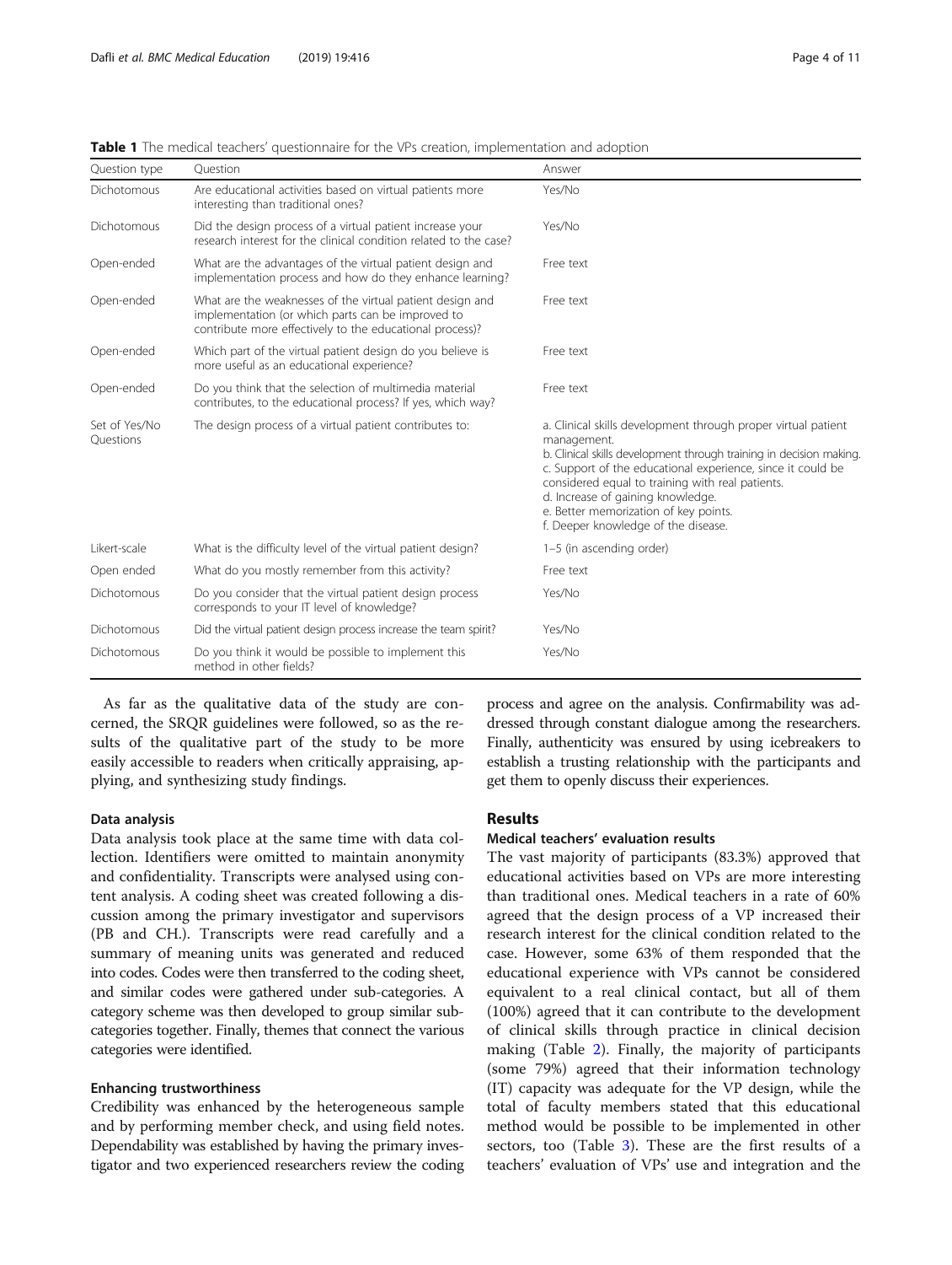**Table 1** The medical teachers' questionnaire for the VPs creation, implementation and adoption

| Question type | Question | Answer |
| --- | --- | --- |
| Dichotomous | Are educational activities based on virtual patients more interesting than traditional ones? | Yes/No |
| Dichotomous | Did the design process of a virtual patient increase your research interest for the clinical condition related to the case? | Yes/No |
| Open-ended | What are the advantages of the virtual patient design and implementation process and how do they enhance learning? | Free text |
| Open-ended | What are the weaknesses of the virtual patient design and implementation (or which parts can be improved to contribute more effectively to the educational process)? | Free text |
| Open-ended | Which part of the virtual patient design do you believe is more useful as an educational experience? | Free text |
| Open-ended | Do you think that the selection of multimedia material contributes, to the educational process? If yes, which way? | Free text |
| Set of Yes/No Questions | The design process of a virtual patient contributes to: | a. Clinical skills development through proper virtual patient management.<br>b. Clinical skills development through training in decision making.<br>c. Support of the educational experience, since it could be considered equal to training with real patients.<br>d. Increase of gaining knowledge.<br>e. Better memorization of key points.<br>f. Deeper knowledge of the disease. |
| Likert-scale | What is the difficulty level of the virtual patient design? | 1–5 (in ascending order) |
| Open ended | What do you mostly remember from this activity? | Free text |
| Dichotomous | Do you consider that the virtual patient design process corresponds to your IT level of knowledge? | Yes/No |
| Dichotomous | Did the virtual patient design process increase the team spirit? | Yes/No |
| Dichotomous | Do you think it would be possible to implement this method in other fields? | Yes/No |

As far as the qualitative data of the study are concerned, the SRQR guidelines were followed, so as the results of the qualitative part of the study to be more easily accessible to readers when critically appraising, applying, and synthesizing study findings.

### Data analysis

Data analysis took place at the same time with data collection. Identifiers were omitted to maintain anonymity and confidentiality. Transcripts were analysed using content analysis. A coding sheet was created following a discussion among the primary investigator and supervisors (PB and CH.). Transcripts were read carefully and a summary of meaning units was generated and reduced into codes. Codes were then transferred to the coding sheet, and similar codes were gathered under sub-categories. A category scheme was then developed to group similar subcategories together. Finally, themes that connect the various categories were identified.

### Enhancing trustworthiness

Credibility was enhanced by the heterogeneous sample and by performing member check, and using field notes. Dependability was established by having the primary investigator and two experienced researchers review the coding process and agree on the analysis. Confirmability was addressed through constant dialogue among the researchers. Finally, authenticity was ensured by using icebreakers to establish a trusting relationship with the participants and get them to openly discuss their experiences.

## Results

### Medical teachers' evaluation results

The vast majority of participants (83.3%) approved that educational activities based on VPs are more interesting than traditional ones. Medical teachers in a rate of 60% agreed that the design process of a VP increased their research interest for the clinical condition related to the case. However, some 63% of them responded that the educational experience with VPs cannot be considered equivalent to a real clinical contact, but all of them (100%) agreed that it can contribute to the development of clinical skills through practice in clinical decision making (Table 2). Finally, the majority of participants (some 79%) agreed that their information technology (IT) capacity was adequate for the VP design, while the total of faculty members stated that this educational method would be possible to be implemented in other sectors, too (Table 3). These are the first results of a teachers' evaluation of VPs' use and integration and the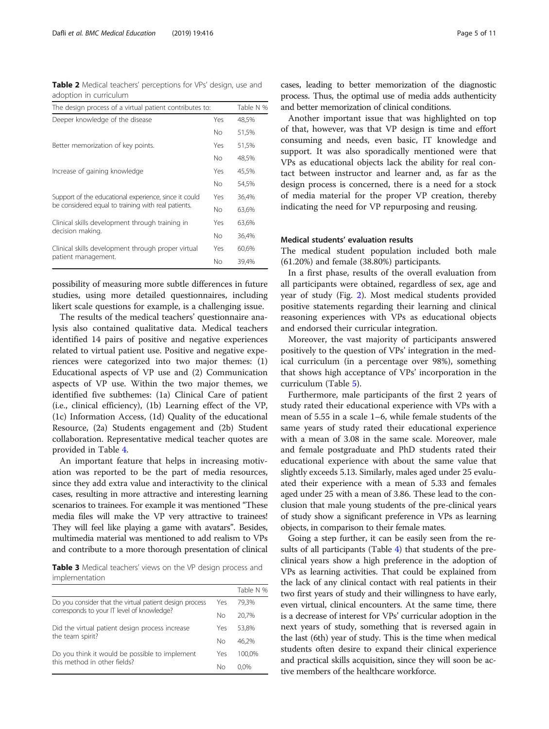**Table 2** Medical teachers' perceptions for VPs' design, use and adoption in curriculum

| The design process of a virtual patient contributes to: | | Table N % |
| --- | --- | --- |
| Deeper knowledge of the disease | Yes | 48,5% |
| | No | 51,5% |
| Better memorization of key points. | Yes | 51,5% |
| | No | 48,5% |
| Increase of gaining knowledge | Yes | 45,5% |
| | No | 54,5% |
| Support of the educational experience, since it could be considered equal to training with real patients. | Yes | 36,4% |
| | No | 63,6% |
| Clinical skills development through training in decision making. | Yes | 63,6% |
| | No | 36,4% |
| Clinical skills development through proper virtual patient management. | Yes | 60,6% |
| | No | 39,4% |

possibility of measuring more subtle differences in future studies, using more detailed questionnaires, including likert scale questions for example, is a challenging issue.

The results of the medical teachers' questionnaire analysis also contained qualitative data. Medical teachers identified 14 pairs of positive and negative experiences related to virtual patient use. Positive and negative experiences were categorized into two major themes: (1) Educational aspects of VP use and (2) Communication aspects of VP use. Within the two major themes, we identified five subthemes: (1a) Clinical Care of patient (i.e., clinical efficiency), (1b) Learning effect of the VP, (1c) Information Access, (1d) Quality of the educational Resource, (2a) Students engagement and (2b) Student collaboration. Representative medical teacher quotes are provided in Table 4.

An important feature that helps in increasing motivation was reported to be the part of media resources, since they add extra value and interactivity to the clinical cases, resulting in more attractive and interesting learning scenarios to trainees. For example it was mentioned "These media files will make the VP very attractive to trainees! They will feel like playing a game with avatars". Besides, multimedia material was mentioned to add realism to VPs and contribute to a more thorough presentation of clinical cases, leading to better memorization of the diagnostic process. Thus, the optimal use of media adds authenticity and better memorization of clinical conditions.

**Table 3** Medical teachers' views on the VP design process and implementation

| | | Table N % |
| --- | --- | --- |
| Do you consider that the virtual patient design process corresponds to your IT level of knowledge? | Yes | 79,3% |
| | No | 20,7% |
| Did the virtual patient design process increase the team spirit? | Yes | 53,8% |
| | No | 46,2% |
| Do you think it would be possible to implement this method in other fields? | Yes | 100,0% |
| | No | 0,0% |

Another important issue that was highlighted on top of that, however, was that VP design is time and effort consuming and needs, even basic, IT knowledge and support. It was also sporadically mentioned were that VPs as educational objects lack the ability for real contact between instructor and learner and, as far as the design process is concerned, there is a need for a stock of media material for the proper VP creation, thereby indicating the need for VP repurposing and reusing.

## Medical students' evaluation results

The medical student population included both male (61.20%) and female (38.80%) participants.

In a first phase, results of the overall evaluation from all participants were obtained, regardless of sex, age and year of study (Fig. 2). Most medical students provided positive statements regarding their learning and clinical reasoning experiences with VPs as educational objects and endorsed their curricular integration.

Moreover, the vast majority of participants answered positively to the question of VPs' integration in the medical curriculum (in a percentage over 98%), something that shows high acceptance of VPs' incorporation in the curriculum (Table 5).

Furthermore, male participants of the first 2 years of study rated their educational experience with VPs with a mean of 5.55 in a scale 1–6, while female students of the same years of study rated their educational experience with a mean of 3.08 in the same scale. Moreover, male and female postgraduate and PhD students rated their educational experience with about the same value that slightly exceeds 5.13. Similarly, males aged under 25 evaluated their experience with a mean of 5.33 and females aged under 25 with a mean of 3.86. These lead to the conclusion that male young students of the pre-clinical years of study show a significant preference in VPs as learning objects, in comparison to their female mates.

Going a step further, it can be easily seen from the results of all participants (Table 4) that students of the pre-clinical years show a high preference in the adoption of VPs as learning activities. That could be explained from the lack of any clinical contact with real patients in their two first years of study and their willingness to have early, even virtual, clinical encounters. At the same time, there is a decrease of interest for VPs' curricular adoption in the next years of study, something that is reversed again in the last (6th) year of study. This is the time when medical students often desire to expand their clinical experience and practical skills acquisition, since they will soon be active members of the healthcare workforce.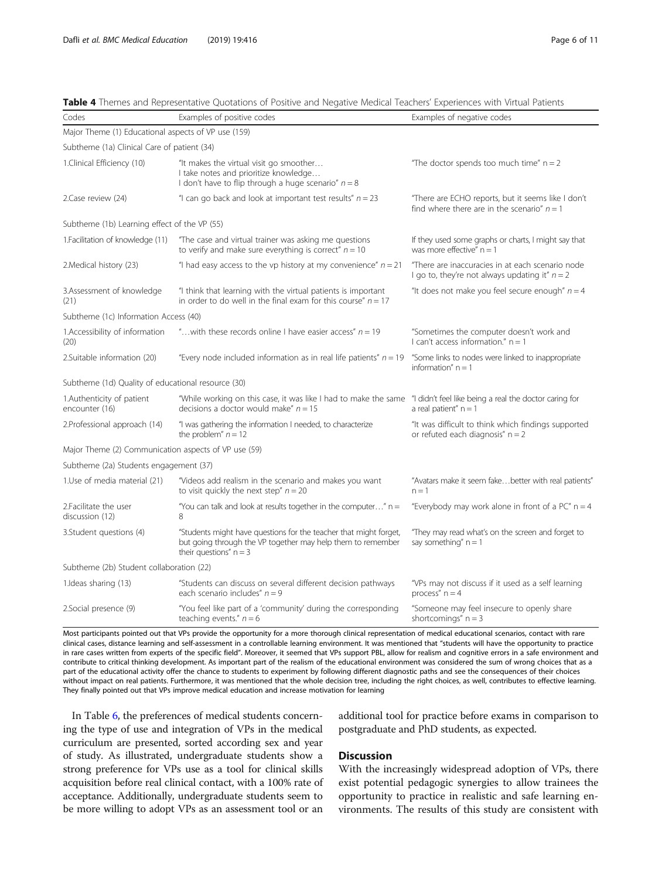**Table 4** Themes and Representative Quotations of Positive and Negative Medical Teachers' Experiences with Virtual Patients

| Codes | Examples of positive codes | Examples of negative codes |
|---|---|---|
| Major Theme (1) Educational aspects of VP use (159) | | |
| Subtheme (1a) Clinical Care of patient (34) | | |
| 1.Clinical Efficiency (10) | "It makes the virtual visit go smoother… I take notes and prioritize knowledge… I don't have to flip through a huge scenario" $n = 8$ | "The doctor spends too much time" n = 2 |
| 2.Case review (24) | "I can go back and look at important test results" $n = 23$ | "There are ECHO reports, but it seems like I don't find where there are in the scenario" $n = 1$ |
| Subtheme (1b) Learning effect of the VP (55) | | |
| 1.Facilitation of knowledge (11) | "The case and virtual trainer was asking me questions to verify and make sure everything is correct" $n = 10$ | If they used some graphs or charts, I might say that was more effective" n = 1 |
| 2.Medical history (23) | "I had easy access to the vp history at my convenience" $n = 21$ | "There are inaccuracies in at each scenario node I go to, they're not always updating it" $n = 2$ |
| 3.Assessment of knowledge (21) | "I think that learning with the virtual patients is important in order to do well in the final exam for this course" $n = 17$ | "It does not make you feel secure enough" $n = 4$ |
| Subtheme (1c) Information Access (40) | | |
| 1.Accessibility of information (20) | "…with these records online I have easier access" $n = 19$ | "Sometimes the computer doesn't work and I can't access information." n = 1 |
| 2.Suitable information (20) | "Every node included information as in real life patients" $n = 19$ | "Some links to nodes were linked to inappropriate information" n = 1 |
| Subtheme (1d) Quality of educational resource (30) | | |
| 1.Authenticity of patient encounter (16) | "While working on this case, it was like I had to make the same decisions a doctor would make" $n = 15$ | "I didn't feel like being a real the doctor caring for a real patient" n = 1 |
| 2.Professional approach (14) | "I was gathering the information I needed, to characterize the problem" $n = 12$ | "It was difficult to think which findings supported or refuted each diagnosis" n = 2 |
| Major Theme (2) Communication aspects of VP use (59) | | |
| Subtheme (2a) Students engagement (37) | | |
| 1.Use of media material (21) | "Videos add realism in the scenario and makes you want to visit quickly the next step" $n = 20$ | "Avatars make it seem fake…better with real patients" n = 1 |
| 2.Facilitate the user discussion (12) | "You can talk and look at results together in the computer…" n = 8 | "Everybody may work alone in front of a PC" n = 4 |
| 3.Student questions (4) | "Students might have questions for the teacher that might forget, but going through the VP together may help them to remember their questions" n = 3 | "They may read what's on the screen and forget to say something" n = 1 |
| Subtheme (2b) Student collaboration (22) | | |
| 1.Ideas sharing (13) | "Students can discuss on several different decision pathways each scenario includes" $n = 9$ | "VPs may not discuss if it used as a self learning process" n = 4 |
| 2.Social presence (9) | "You feel like part of a 'community' during the corresponding teaching events." $n = 6$ | "Someone may feel insecure to openly share shortcomings" n = 3 |

Most participants pointed out that VPs provide the opportunity for a more thorough clinical representation of medical educational scenarios, contact with rare clinical cases, distance learning and self-assessment in a controllable learning environment. It was mentioned that "students will have the opportunity to practice in rare cases written from experts of the specific field". Moreover, it seemed that VPs support PBL, allow for realism and cognitive errors in a safe environment and contribute to critical thinking development. As important part of the realism of the educational environment was considered the sum of wrong choices that as a part of the educational activity offer the chance to students to experiment by following different diagnostic paths and see the consequences of their choices without impact on real patients. Furthermore, it was mentioned that the whole decision tree, including the right choices, as well, contributes to effective learning. They finally pointed out that VPs improve medical education and increase motivation for learning

In Table 6, the preferences of medical students concerning the type of use and integration of VPs in the medical curriculum are presented, sorted according sex and year of study. As illustrated, undergraduate students show a strong preference for VPs use as a tool for clinical skills acquisition before real clinical contact, with a 100% rate of acceptance. Additionally, undergraduate students seem to be more willing to adopt VPs as an assessment tool or an additional tool for practice before exams in comparison to postgraduate and PhD students, as expected.

## Discussion

With the increasingly widespread adoption of VPs, there exist potential pedagogic synergies to allow trainees the opportunity to practice in realistic and safe learning environments. The results of this study are consistent with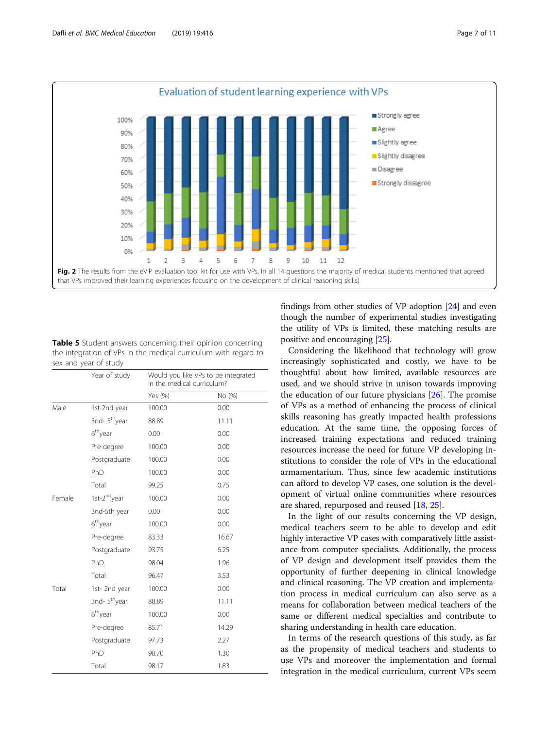Fig. 2 The results from the eViP evaluation tool kit for use with VPs. In all 14 questions the majority of medical students mentioned that agreed that VPs improved their learning experiences focusing on the development of clinical reasoning skills)

**Table 5** Student answers concerning their opinion concerning the integration of VPs in the medical curriculum with regard to sex and year of study

| | Year of study | Would you like VPs to be integrated in the medical curriculum? | |
|---|---|---|---|
| | | Yes (%) | No (%) |
| Male | 1st-2nd year | 100.00 | 0.00 |
| | 3nd- 5thyear | 88.89 | 11.11 |
| | 6thyear | 0.00 | 0.00 |
| | Pre-degree | 100.00 | 0.00 |
| | Postgraduate | 100.00 | 0.00 |
| | PhD | 100.00 | 0.00 |
| | Total | 99.25 | 0.75 |
| Female | 1st-2ndyear | 100.00 | 0.00 |
| | 3nd-5th year | 0.00 | 0.00 |
| | 6thyear | 100.00 | 0.00 |
| | Pre-degree | 83.33 | 16.67 |
| | Postgraduate | 93.75 | 6.25 |
| | PhD | 98.04 | 1.96 |
| | Total | 96.47 | 3.53 |
| Total | 1st- 2nd year | 100.00 | 0.00 |
| | 3nd- 5thyear | 88.89 | 11.11 |
| | 6thyear | 100.00 | 0.00 |
| | Pre-degree | 85.71 | 14.29 |
| | Postgraduate | 97.73 | 2.27 |
| | PhD | 98.70 | 1.30 |
| | Total | 98.17 | 1.83 |

findings from other studies of VP adoption [24] and even though the number of experimental studies investigating the utility of VPs is limited, these matching results are positive and encouraging [25].

Considering the likelihood that technology will grow increasingly sophisticated and costly, we have to be thoughtful about how limited, available resources are used, and we should strive in unison towards improving the education of our future physicians [26]. The promise of VPs as a method of enhancing the process of clinical skills reasoning has greatly impacted health professions education. At the same time, the opposing forces of increased training expectations and reduced training resources increase the need for future VP developing institutions to consider the role of VPs in the educational armamentarium. Thus, since few academic institutions can afford to develop VP cases, one solution is the development of virtual online communities where resources are shared, repurposed and reused [18, 25].

In the light of our results concerning the VP design, medical teachers seem to be able to develop and edit highly interactive VP cases with comparatively little assistance from computer specialists. Additionally, the process of VP design and development itself provides them the opportunity of further deepening in clinical knowledge and clinical reasoning. The VP creation and implementation process in medical curriculum can also serve as a means for collaboration between medical teachers of the same or different medical specialties and contribute to sharing understanding in health care education.

In terms of the research questions of this study, as far as the propensity of medical teachers and students to use VPs and moreover the implementation and formal integration in the medical curriculum, current VPs seem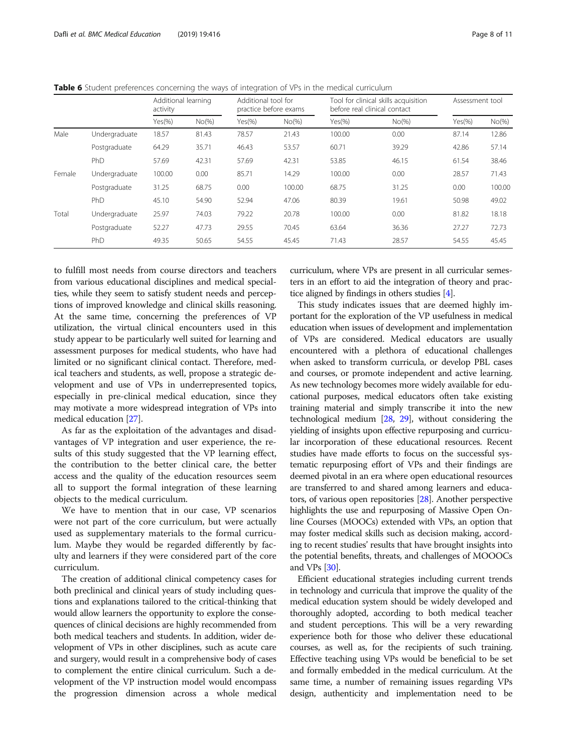**Table 6** Student preferences concerning the ways of integration of VPs in the medical curriculum

| | | Additional learning activity | | Additional tool for practice before exams | | Tool for clinical skills acquisition before real clinical contact | | Assessment tool | |
|---|---|---|---|---|---|---|---|---|---|
| | | Yes(%) | No(%) | Yes(%) | No(%) | Yes(%) | No(%) | Yes(%) | No(%) |
| Male | Undergraduate | 18.57 | 81.43 | 78.57 | 21.43 | 100.00 | 0.00 | 87.14 | 12.86 |
| | Postgraduate | 64.29 | 35.71 | 46.43 | 53.57 | 60.71 | 39.29 | 42.86 | 57.14 |
| | PhD | 57.69 | 42.31 | 57.69 | 42.31 | 53.85 | 46.15 | 61.54 | 38.46 |
| Female | Undergraduate | 100.00 | 0.00 | 85.71 | 14.29 | 100.00 | 0.00 | 28.57 | 71.43 |
| | Postgraduate | 31.25 | 68.75 | 0.00 | 100.00 | 68.75 | 31.25 | 0.00 | 100.00 |
| | PhD | 45.10 | 54.90 | 52.94 | 47.06 | 80.39 | 19.61 | 50.98 | 49.02 |
| Total | Undergraduate | 25.97 | 74.03 | 79.22 | 20.78 | 100.00 | 0.00 | 81.82 | 18.18 |
| | Postgraduate | 52.27 | 47.73 | 29.55 | 70.45 | 63.64 | 36.36 | 27.27 | 72.73 |
| | PhD | 49.35 | 50.65 | 54.55 | 45.45 | 71.43 | 28.57 | 54.55 | 45.45 |

to fulfill most needs from course directors and teachers from various educational disciplines and medical specialties, while they seem to satisfy student needs and perceptions of improved knowledge and clinical skills reasoning. At the same time, concerning the preferences of VP utilization, the virtual clinical encounters used in this study appear to be particularly well suited for learning and assessment purposes for medical students, who have had limited or no significant clinical contact. Therefore, medical teachers and students, as well, propose a strategic development and use of VPs in underrepresented topics, especially in pre-clinical medical education, since they may motivate a more widespread integration of VPs into medical education [27].

As far as the exploitation of the advantages and disadvantages of VP integration and user experience, the results of this study suggested that the VP learning effect, the contribution to the better clinical care, the better access and the quality of the education resources seem all to support the formal integration of these learning objects to the medical curriculum.

We have to mention that in our case, VP scenarios were not part of the core curriculum, but were actually used as supplementary materials to the formal curriculum. Maybe they would be regarded differently by faculty and learners if they were considered part of the core curriculum.

The creation of additional clinical competency cases for both preclinical and clinical years of study including questions and explanations tailored to the critical-thinking that would allow learners the opportunity to explore the consequences of clinical decisions are highly recommended from both medical teachers and students. In addition, wider development of VPs in other disciplines, such as acute care and surgery, would result in a comprehensive body of cases to complement the entire clinical curriculum. Such a development of the VP instruction model would encompass the progression dimension across a whole medical curriculum, where VPs are present in all curricular semesters in an effort to aid the integration of theory and practice aligned by findings in others studies [4].

This study indicates issues that are deemed highly important for the exploration of the VP usefulness in medical education when issues of development and implementation of VPs are considered. Medical educators are usually encountered with a plethora of educational challenges when asked to transform curricula, or develop PBL cases and courses, or promote independent and active learning. As new technology becomes more widely available for educational purposes, medical educators often take existing training material and simply transcribe it into the new technological medium [28, 29], without considering the yielding of insights upon effective repurposing and curricular incorporation of these educational resources. Recent studies have made efforts to focus on the successful systematic repurposing effort of VPs and their findings are deemed pivotal in an era where open educational resources are transferred to and shared among learners and educators, of various open repositories [28]. Another perspective highlights the use and repurposing of Massive Open Online Courses (MOOCs) extended with VPs, an option that may foster medical skills such as decision making, according to recent studies' results that have brought insights into the potential benefits, threats, and challenges of MOOOCs and VPs [30].

Efficient educational strategies including current trends in technology and curricula that improve the quality of the medical education system should be widely developed and thoroughly adopted, according to both medical teacher and student perceptions. This will be a very rewarding experience both for those who deliver these educational courses, as well as, for the recipients of such training. Effective teaching using VPs would be beneficial to be set and formally embedded in the medical curriculum. At the same time, a number of remaining issues regarding VPs design, authenticity and implementation need to be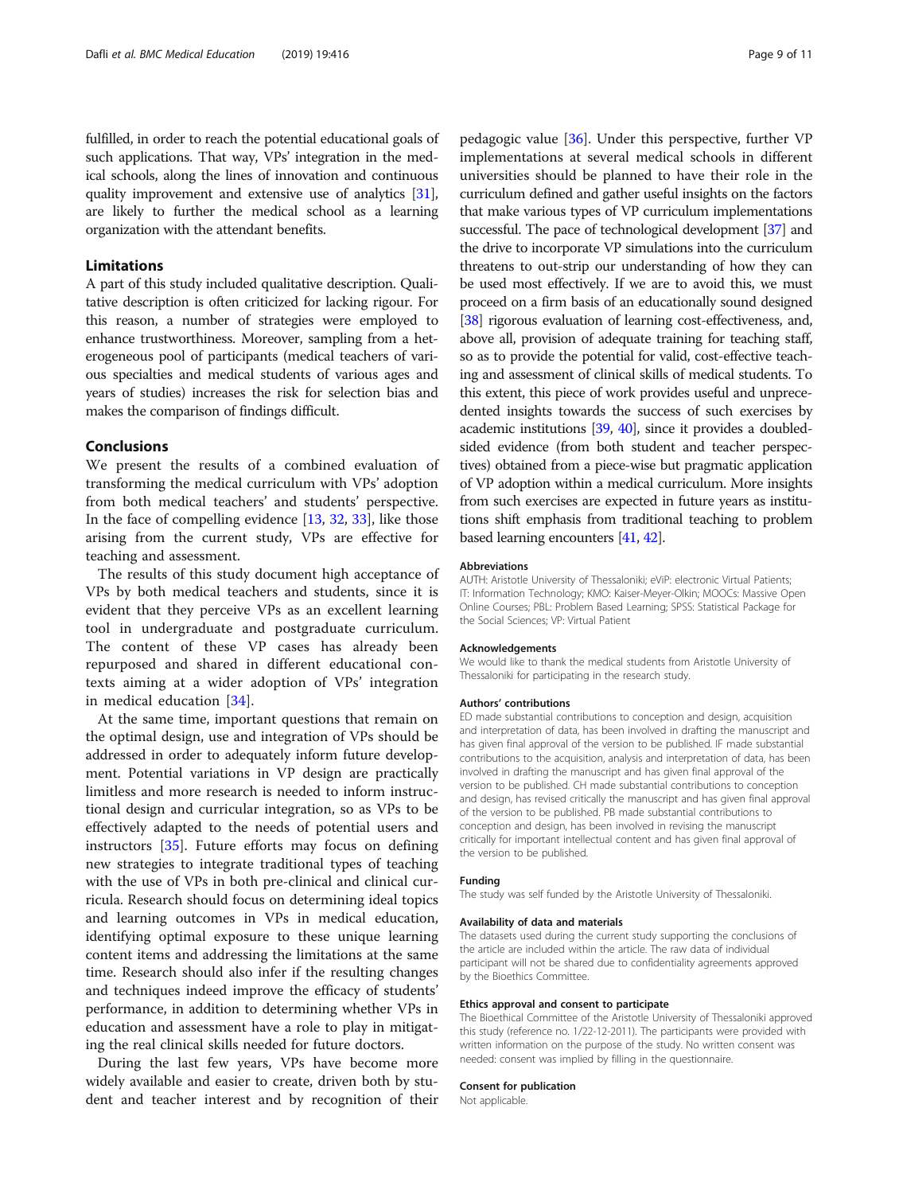fulfilled, in order to reach the potential educational goals of such applications. That way, VPs' integration in the medical schools, along the lines of innovation and continuous quality improvement and extensive use of analytics [31], are likely to further the medical school as a learning organization with the attendant benefits.

## Limitations

A part of this study included qualitative description. Qualitative description is often criticized for lacking rigour. For this reason, a number of strategies were employed to enhance trustworthiness. Moreover, sampling from a heterogeneous pool of participants (medical teachers of various specialties and medical students of various ages and years of studies) increases the risk for selection bias and makes the comparison of findings difficult.

## Conclusions

We present the results of a combined evaluation of transforming the medical curriculum with VPs' adoption from both medical teachers' and students' perspective. In the face of compelling evidence [13, 32, 33], like those arising from the current study, VPs are effective for teaching and assessment.

The results of this study document high acceptance of VPs by both medical teachers and students, since it is evident that they perceive VPs as an excellent learning tool in undergraduate and postgraduate curriculum. The content of these VP cases has already been repurposed and shared in different educational contexts aiming at a wider adoption of VPs' integration in medical education [34].

At the same time, important questions that remain on the optimal design, use and integration of VPs should be addressed in order to adequately inform future development. Potential variations in VP design are practically limitless and more research is needed to inform instructional design and curricular integration, so as VPs to be effectively adapted to the needs of potential users and instructors [35]. Future efforts may focus on defining new strategies to integrate traditional types of teaching with the use of VPs in both pre-clinical and clinical curricula. Research should focus on determining ideal topics and learning outcomes in VPs in medical education, identifying optimal exposure to these unique learning content items and addressing the limitations at the same time. Research should also infer if the resulting changes and techniques indeed improve the efficacy of students' performance, in addition to determining whether VPs in education and assessment have a role to play in mitigating the real clinical skills needed for future doctors.

During the last few years, VPs have become more widely available and easier to create, driven both by student and teacher interest and by recognition of their pedagogic value [36]. Under this perspective, further VP implementations at several medical schools in different universities should be planned to have their role in the curriculum defined and gather useful insights on the factors that make various types of VP curriculum implementations successful. The pace of technological development [37] and the drive to incorporate VP simulations into the curriculum threatens to out-strip our understanding of how they can be used most effectively. If we are to avoid this, we must proceed on a firm basis of an educationally sound designed [38] rigorous evaluation of learning cost-effectiveness, and, above all, provision of adequate training for teaching staff, so as to provide the potential for valid, cost-effective teaching and assessment of clinical skills of medical students. To this extent, this piece of work provides useful and unprecedented insights towards the success of such exercises by academic institutions [39, 40], since it provides a doubled-sided evidence (from both student and teacher perspectives) obtained from a piece-wise but pragmatic application of VP adoption within a medical curriculum. More insights from such exercises are expected in future years as institutions shift emphasis from traditional teaching to problem based learning encounters [41, 42].

#### Abbreviations

AUTH: Aristotle University of Thessaloniki; eViP: electronic Virtual Patients; IT: Information Technology; KMO: Kaiser-Meyer-Olkin; MOOCs: Massive Open Online Courses; PBL: Problem Based Learning; SPSS: Statistical Package for the Social Sciences; VP: Virtual Patient

#### Acknowledgements

We would like to thank the medical students from Aristotle University of Thessaloniki for participating in the research study.

#### Authors' contributions

ED made substantial contributions to conception and design, acquisition and interpretation of data, has been involved in drafting the manuscript and has given final approval of the version to be published. IF made substantial contributions to the acquisition, analysis and interpretation of data, has been involved in drafting the manuscript and has given final approval of the version to be published. CH made substantial contributions to conception and design, has revised critically the manuscript and has given final approval of the version to be published. PB made substantial contributions to conception and design, has been involved in revising the manuscript critically for important intellectual content and has given final approval of the version to be published.

#### Funding

The study was self funded by the Aristotle University of Thessaloniki.

#### Availability of data and materials

The datasets used during the current study supporting the conclusions of the article are included within the article. The raw data of individual participant will not be shared due to confidentiality agreements approved by the Bioethics Committee.

#### Ethics approval and consent to participate

The Bioethical Committee of the Aristotle University of Thessaloniki approved this study (reference no. 1/22-12-2011). The participants were provided with written information on the purpose of the study. No written consent was needed: consent was implied by filling in the questionnaire.

#### Consent for publication

Not applicable.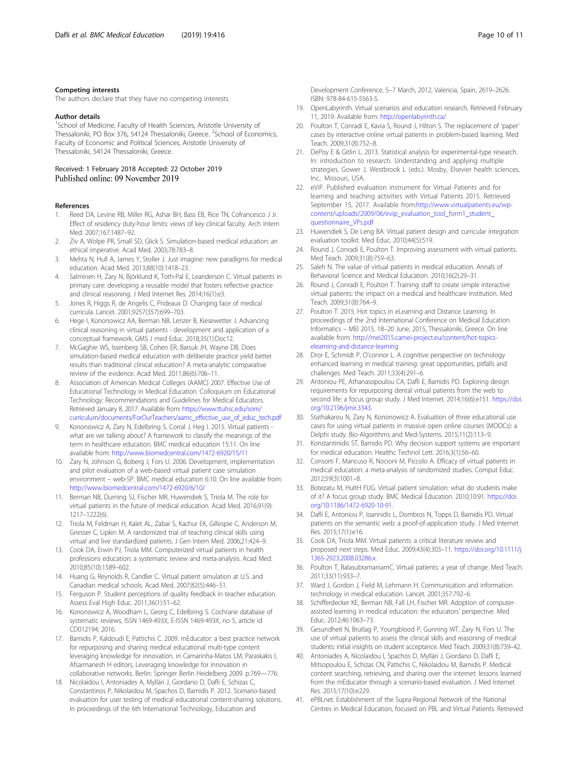### Competing interests

The authors declare that they have no competing interests.

### Author details

[1]School of Medicine, Faculty of Health Sciences, Aristotle University of Thessaloniki, PO Box 376, 54124 Thessaloniki, Greece. [2]School of Economics, Faculty of Economic and Political Sciences, Aristotle University of Thessaloniki, 54124 Thessaloniki, Greece.

Received: 1 February 2018 Accepted: 22 October 2019
Published online: 09 November 2019

### References

1. Reed DA, Levine RB, Miller RG, Ashar BH, Bass EB, Rice TN, Cofrancesco J Jr. Effect of residency duty-hour limits: views of key clinical faculty. Arch Intern Med. 2007;167:1487–92.
2. Ziv A, Wolpe PR, Small SD, Glick S. Simulation-based medical education: an ethical imperative. Acad Med. 2003;78:783–8.
3. Mehta N, Hull A, James Y, Stoller J. Just imagine: new paradigms for medical education. Acad Med. 2013;88(10):1418–23.
4. Salminen H, Zary N, Björklund K, Toth-Pal E, Leanderson C. Virtual patients in primary care: developing a reusable model that fosters reflective practice and clinical reasoning. J Med Internet Res. 2014;16(1):e3.
5. Jones R, Higgs R, de Angelis C, Prideaux D. Changing face of medical curricula. Lancet. 2001;9257(357):699–703.
6. Hege I, Kononowicz AA, Berman NB, Lenzer B, Kiesewetter J. Advancing clinical reasoning in virtual patients - development and application of a conceptual framework. GMS J med Educ. 2018;35(1):Doc12.
7. McGaghie WS, Issenberg SB, Cohen ER, Barsuk JH, Wayne DB. Does simulation-based medical education with deliberate practice yield better results than traditional clinical education? A meta-analytic comparative review of the evidence. Acad Med. 2011;86(6):706–11.
8. Association of American Medical Colleges (AAMC) 2007. Effective Use of Educational Technology in Medical Education. Colloquium on Educational Technology: Recommendations and Guidelines for Medical Educators. Retrieved January 8, 2017. Available from: https://www.ttuhsc.edu/som/curriculum/documents/ForOurTeachers/aamc_effective_use_of_educ_tech.pdf
9. Kononowicz A, Zary N, Edelbring S, Corral J, Heg I. 2015. Virtual patients - what are we talking about? A framework to classify the meanings of the term in healthcare education. BMC medical education 15:11. On line available from: http://www.biomedcentral.com/1472-6920/15/11
10. Zary N, Johnson G, Boberg J, Fors U. 2006. Development, implementation and pilot evaluation of a web-based virtual patient case simulation environment – web-SP. BMC medical education 6:10. On line available from: http://www.biomedcentral.com/1472-6920/6/10/
11. Berman NB, Durning SJ, Fischer MR, Huwendiek S, Triola M. The role for virtual patients in the future of medical education. Acad Med. 2016;91(9):1217–1222(6).
12. Triola M, Feldman H, Kalet AL, Zabar S, Kachur EK, Gillespie C, Anderson M, Griesser C, Lipkin M. A randomized trial of teaching clinical skills using virtual and live standardized patients. J Gen Intern Med. 2006;21:424–9.
13. Cook DA, Erwin PJ, Triola MM. Computerized virtual patients in health professions education: a systematic review and meta-analysis. Acad Med. 2010;85(10):1589–602.
14. Huang G, Reynolds R, Candler C. Virtual patient simulation at U.S. and Canadian medical schools. Acad Med. 2007;82(5):446–51.
15. Ferguson P. Student perceptions of quality feedback in teacher education. Assess Eval High Educ. 2011;36(1):51–62.
16. Kononowicz A, Woodham L, Georg C, Edelbring S. Cochrane database of systematic reviews, ISSN 1469-493X, E-ISSN 1469-493X, no 5, article id CD012194; 2016.
17. Bamidis P, Kaldoudi E, Pattichis C. 2009. mEducator: a best practice network for repurposing and sharing medical educational multi-type content leveraging knowledge for innovation. in Camarinha-Matos LM, Paraskakis I, Afsarmanesh H editors, Leveraging knowledge for innovation in collaborative networks. Berlin: Springer Berlin Heidelberg 2009. p.769—776.
18. Nicolaidou I, Antoniades A, Mylläri J, Giordano D, Dafli E, Schizas C, Constantinos P, Nikolaidou M, Spachos D, Bamidis P. 2012. Scenario-based evaluation for user testing of medical educational content-sharing solutions. In proceedings of the 6th International Technology, Education and Development Conference, 5–7 March, 2012, Valencia, Spain, 2619–2626. ISBN: 978-84-615-5563-5.
19. OpenLabyrinth. Virtual scenarios and education research. Retrieved February 11, 2019. Available from: http://openlabyrinth.ca/
20. Poulton T, Conradi E, Kavia S, Round J, Hilton S. The replacement of 'paper' cases by interactive online virtual patients in problem-based learning. Med Teach. 2009;31(8):752–8.
21. DePoy E & Gitlin L. 2013. Statistical analysis for experimental-type research. In: introduction to research. Understanding and applying multiple strategies. Gower J, Westbrook L (eds.). Mosby, Elsevier health sciences, Inc.: Missouri, USA.
22. eViP. Published evaluation instrument for Virtual Patients and for learning and teaching activities with Virtual Patients 2015. Retrieved September 15, 2017. Available from:http://www.virtualpatients.eu/wp-content/uploads/2009/06/evip_evaluation_tool_form1_student_questionnaire_VPs.pdf
23. Huwendiek S, De Leng BA. Virtual patient design and curricular integration evaluation toolkit. Med Educ. 2010;44(5):519.
24. Round J, Conradi E, Poulton T. Improving assessment with virtual patients. Med Teach. 2009;31(8):759–63.
25. Saleh N. The value of virtual patients in medical education. Annals of Behavioral Science and Medical Education. 2010;16(2):29–31.
26. Round J, Conradi E, Poulton T. Training staff to create simple interactive virtual patients: the impact on a medical and healthcare institution. Med Teach. 2009;31(8):764–9.
27. Poulton T. 2015. Hot topics in eLearning and Distance Learning. In proceedings of the 2nd International Conference on Medical Education Informatics – MEI 2015, 18–20 June, 2015, Thessaloniki, Greece. On line available from: http://mei2015.camei-project.eu/content/hot-topics-elearning-and-distance-learning
28. Dror E, Schmidt P, O'connor L. A cognitive perspective on technology enhanced learning in medical training: great opportunities, pitfalls and challenges. Med Teach. 2011;33(4):291–6.
29. Antoniou PE, Athanasopoulou CA, Dafli E, Bamidis PD. Exploring design requirements for repurposing dental virtual patients from the web to second life: a focus group study. J Med Internet. 2014;16(6):e151. https://doi.org/10.2196/jmir.3343.
30. Stathakarou N, Zary N, Kononowicz A. Evaluation of three educational use cases for using virtual patients in massive open online courses (MOOCs): a Delphi study. Bio-Algorithms and Med-Systems. 2015;11(2):113–9.
31. Konstantinidis ST, Bamidis PD. Why decision support systems are important for medical education. Healthc Technol Lett. 2016;3(1):56–60.
32. Consorti F, Mancuso R, Nocioni M, Piccolo A. Efficacy of virtual patients in medical education: a meta-analysis of randomized studies. Comput Educ. 2012;59(3):1001–8.
33. Botezatu M, HultH FUG. Virtual patient simulation: what do students make of it? A focus group study. BMC Medical Education. 2010;10:91. https://doi.org/10.1186/1472-6920-10-91.
34. Dafli E, Antoniou P, Ioannidis L, Dombros N, Topps D, Bamidis PD. Virtual patients on the semantic web: a proof-of-application study. J Med Internet Res. 2015;17(1):e16.
35. Cook DA, Triola MM. Virtual patients: a critical literature review and proposed next steps. Med Educ. 2009;43(4):303–11. https://doi.org/10.1111/j.1365-2923.2008.03286.x.
36. Poulton T, BalasubramaniamC. Virtual patients: a year of change. Med Teach. 2011;33(11):933–7.
37. Ward J, Gordon J, Field M, Lehmann H. Communication and information technology in medical education. Lancet. 2001;357:792–6.
38. Schifferdecker KE, Berman NB, Fall LH, Fischer MR. Adoption of computer-assisted learning in medical education: the educators' perspective. Med Educ. 2012;46:1063–73.
39. Gesundheit N, Brutlag P, Youngblood P, Gunning WT, Zary N, Fors U. The use of virtual patients to assess the clinical skills and reasoning of medical students: initial insights on student acceptance. Med Teach. 2009;31(8):739–42.
40. Antoniades A, Nicolaidou I, Spachos D, Mylläri J, Giordano D, Dafli E, Mitsopoulou E, Schizas CN, Pattichis C, Nikolaidou M, Bamidis P. Medical content searching, retrieving, and sharing over the internet: lessons learned from the mEducator through a scenario-based evaluation. J Med Internet Res. 2015;17(10):e229.
41. ePBLnet. Establishment of the Supra-Regional Network of the National Centres in Medical Education, focused on PBL and Virtual Patients. Retrieved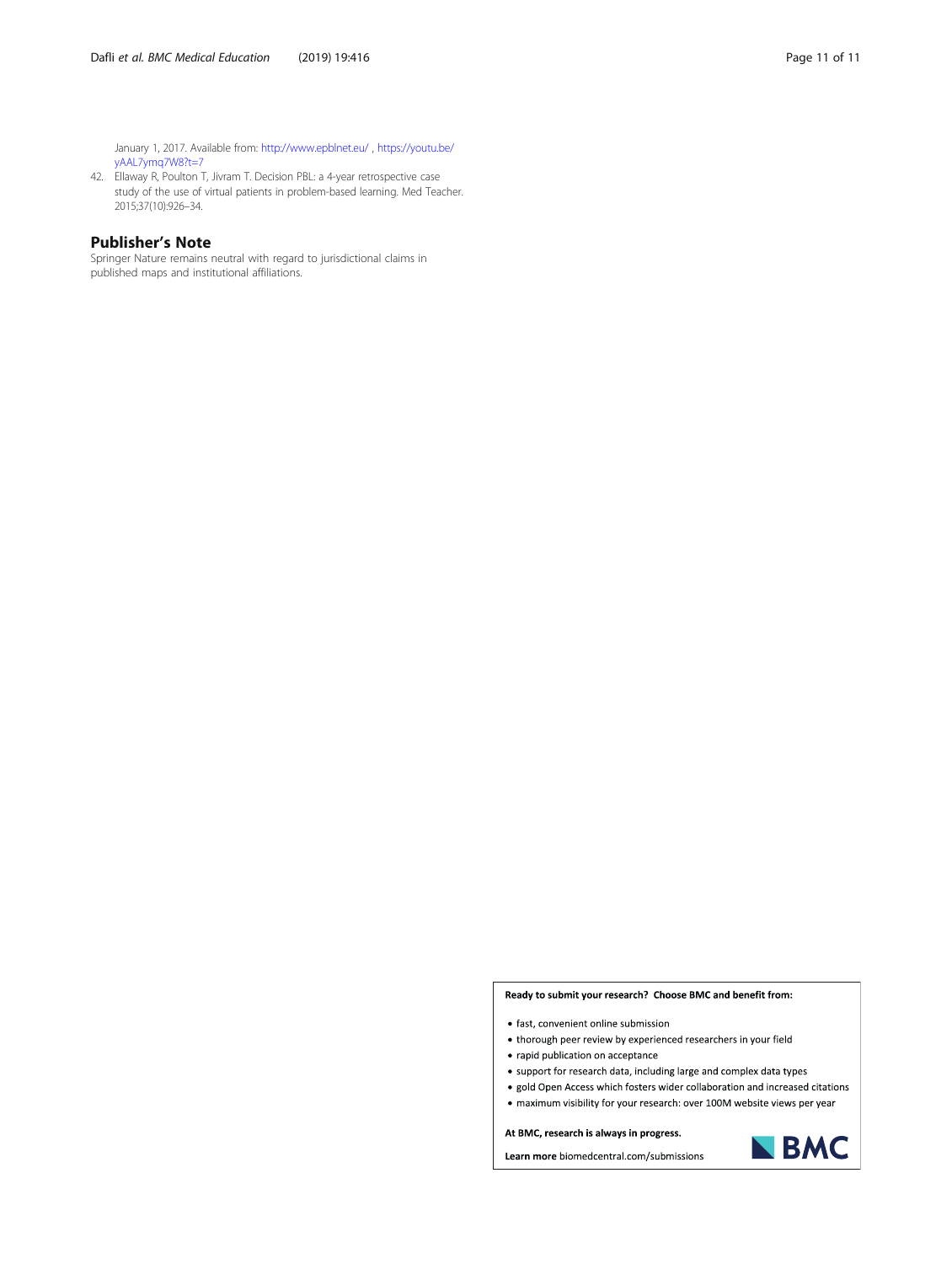January 1, 2017. Available from: http://www.epblnet.eu/ , https://youtu.be/yAAL7ymq7W8?t=7

42. Ellaway R, Poulton T, Jivram T. Decision PBL: a 4-year retrospective case study of the use of virtual patients in problem-based learning. Med Teacher. 2015;37(10):926–34.

## Publisher's Note

Springer Nature remains neutral with regard to jurisdictional claims in published maps and institutional affiliations.

**Ready to submit your research? Choose BMC and benefit from:**

- fast, convenient online submission
- thorough peer review by experienced researchers in your field
- rapid publication on acceptance
- support for research data, including large and complex data types
- gold Open Access which fosters wider collaboration and increased citations
- maximum visibility for your research: over 100M website views per year

**At BMC, research is always in progress.**

**Learn more** biomedcentral.com/submissions

BMC